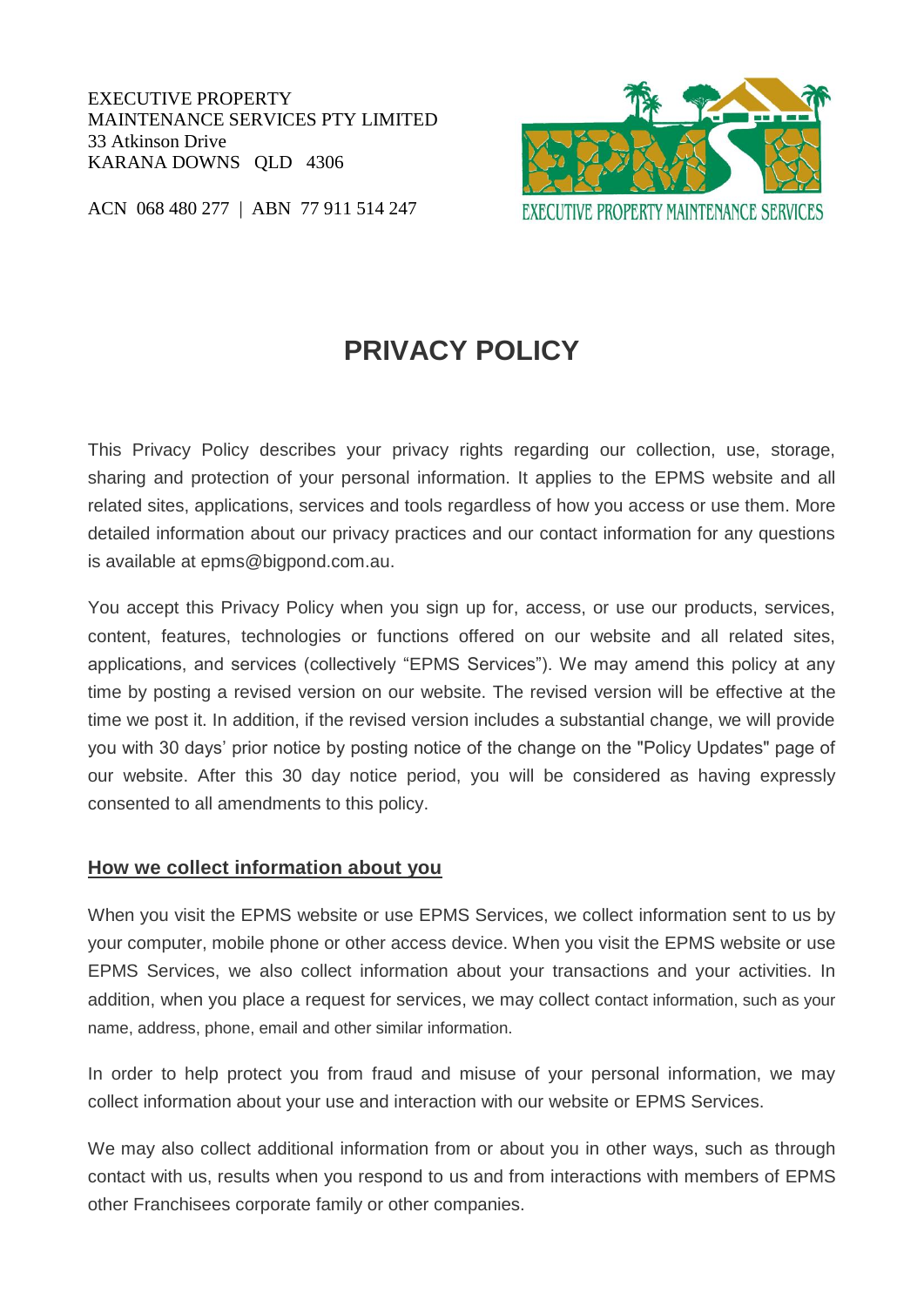EXECUTIVE PROPERTY
MAINTENANCE SERVICES PTY LIMITED
33 Atkinson Drive
KARANA DOWNS QLD 4306

ACN 068 480 277 | ABN 77 911 514 247

EXECUTIVE PROPERTY MAINTENANCE SERVICES

# PRIVACY POLICY

This Privacy Policy describes your privacy rights regarding our collection, use, storage, sharing and protection of your personal information. It applies to the EPMS website and all related sites, applications, services and tools regardless of how you access or use them. More detailed information about our privacy practices and our contact information for any questions is available at epms@bigpond.com.au.

You accept this Privacy Policy when you sign up for, access, or use our products, services, content, features, technologies or functions offered on our website and all related sites, applications, and services (collectively "EPMS Services"). We may amend this policy at any time by posting a revised version on our website. The revised version will be effective at the time we post it. In addition, if the revised version includes a substantial change, we will provide you with 30 days' prior notice by posting notice of the change on the "Policy Updates" page of our website. After this 30 day notice period, you will be considered as having expressly consented to all amendments to this policy.

## How we collect information about you

When you visit the EPMS website or use EPMS Services, we collect information sent to us by your computer, mobile phone or other access device. When you visit the EPMS website or use EPMS Services, we also collect information about your transactions and your activities. In addition, when you place a request for services, we may collect contact information, such as your name, address, phone, email and other similar information.

In order to help protect you from fraud and misuse of your personal information, we may collect information about your use and interaction with our website or EPMS Services.

We may also collect additional information from or about you in other ways, such as through contact with us, results when you respond to us and from interactions with members of EPMS other Franchisees corporate family or other companies.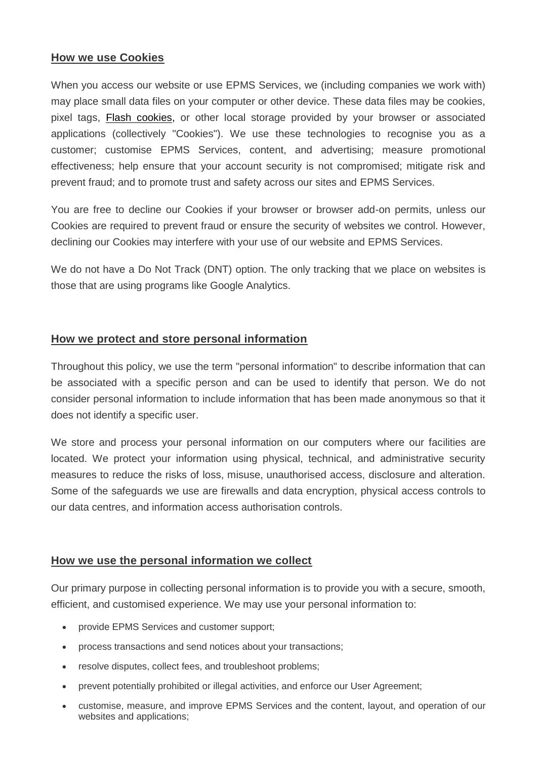## How we use Cookies

When you access our website or use EPMS Services, we (including companies we work with) may place small data files on your computer or other device. These data files may be cookies, pixel tags, Flash cookies, or other local storage provided by your browser or associated applications (collectively "Cookies"). We use these technologies to recognise you as a customer; customise EPMS Services, content, and advertising; measure promotional effectiveness; help ensure that your account security is not compromised; mitigate risk and prevent fraud; and to promote trust and safety across our sites and EPMS Services.

You are free to decline our Cookies if your browser or browser add-on permits, unless our Cookies are required to prevent fraud or ensure the security of websites we control. However, declining our Cookies may interfere with your use of our website and EPMS Services.

We do not have a Do Not Track (DNT) option. The only tracking that we place on websites is those that are using programs like Google Analytics.

## How we protect and store personal information

Throughout this policy, we use the term "personal information" to describe information that can be associated with a specific person and can be used to identify that person. We do not consider personal information to include information that has been made anonymous so that it does not identify a specific user.

We store and process your personal information on our computers where our facilities are located. We protect your information using physical, technical, and administrative security measures to reduce the risks of loss, misuse, unauthorised access, disclosure and alteration. Some of the safeguards we use are firewalls and data encryption, physical access controls to our data centres, and information access authorisation controls.

## How we use the personal information we collect

Our primary purpose in collecting personal information is to provide you with a secure, smooth, efficient, and customised experience. We may use your personal information to:

- provide EPMS Services and customer support;
- process transactions and send notices about your transactions;
- resolve disputes, collect fees, and troubleshoot problems;
- prevent potentially prohibited or illegal activities, and enforce our User Agreement;
- customise, measure, and improve EPMS Services and the content, layout, and operation of our websites and applications;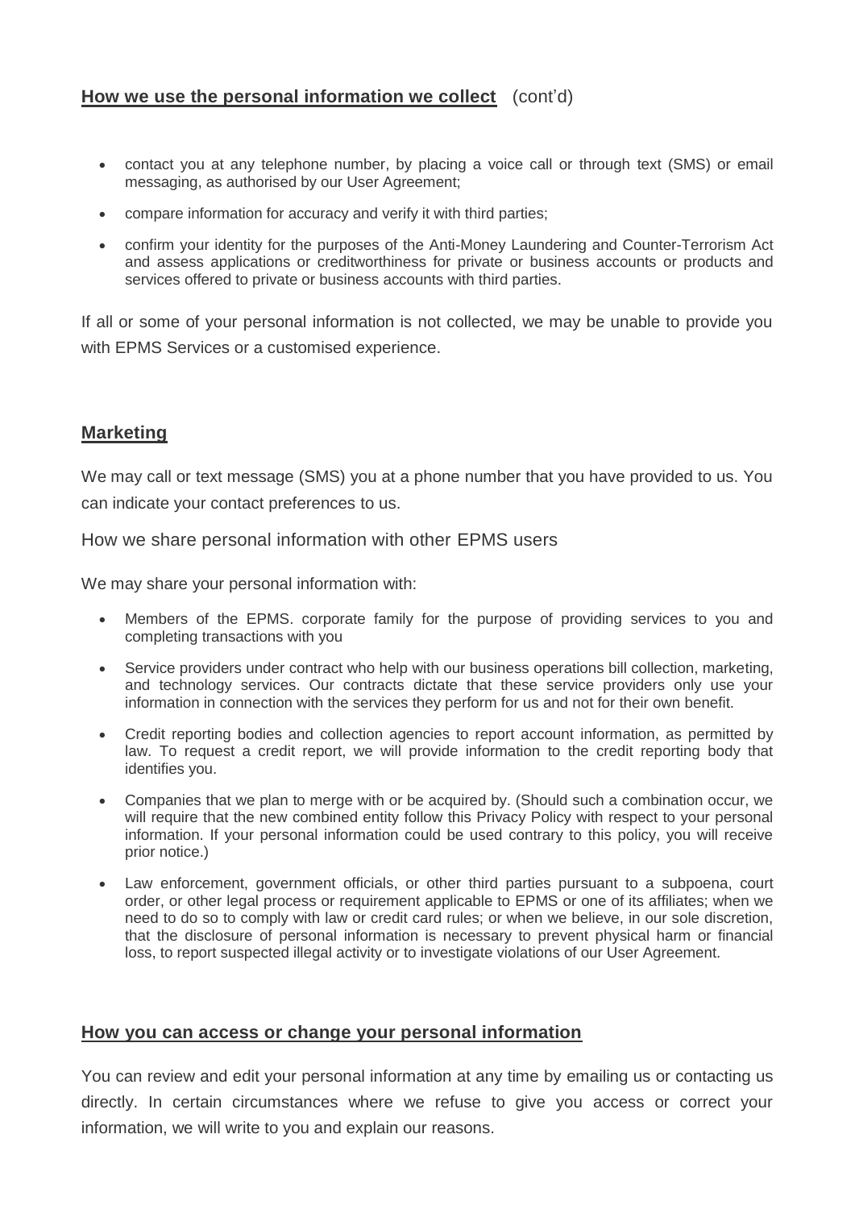## **How we use the personal information we collect** (cont'd)

- contact you at any telephone number, by placing a voice call or through text (SMS) or email messaging, as authorised by our User Agreement;
- compare information for accuracy and verify it with third parties;
- confirm your identity for the purposes of the Anti-Money Laundering and Counter-Terrorism Act and assess applications or creditworthiness for private or business accounts or products and services offered to private or business accounts with third parties.

If all or some of your personal information is not collected, we may be unable to provide you with EPMS Services or a customised experience.

## **Marketing**

We may call or text message (SMS) you at a phone number that you have provided to us. You can indicate your contact preferences to us.

How we share personal information with other EPMS users

We may share your personal information with:

- Members of the EPMS. corporate family for the purpose of providing services to you and completing transactions with you
- Service providers under contract who help with our business operations bill collection, marketing, and technology services. Our contracts dictate that these service providers only use your information in connection with the services they perform for us and not for their own benefit.
- Credit reporting bodies and collection agencies to report account information, as permitted by law. To request a credit report, we will provide information to the credit reporting body that identifies you.
- Companies that we plan to merge with or be acquired by. (Should such a combination occur, we will require that the new combined entity follow this Privacy Policy with respect to your personal information. If your personal information could be used contrary to this policy, you will receive prior notice.)
- Law enforcement, government officials, or other third parties pursuant to a subpoena, court order, or other legal process or requirement applicable to EPMS or one of its affiliates; when we need to do so to comply with law or credit card rules; or when we believe, in our sole discretion, that the disclosure of personal information is necessary to prevent physical harm or financial loss, to report suspected illegal activity or to investigate violations of our User Agreement.

## **How you can access or change your personal information**

You can review and edit your personal information at any time by emailing us or contacting us directly. In certain circumstances where we refuse to give you access or correct your information, we will write to you and explain our reasons.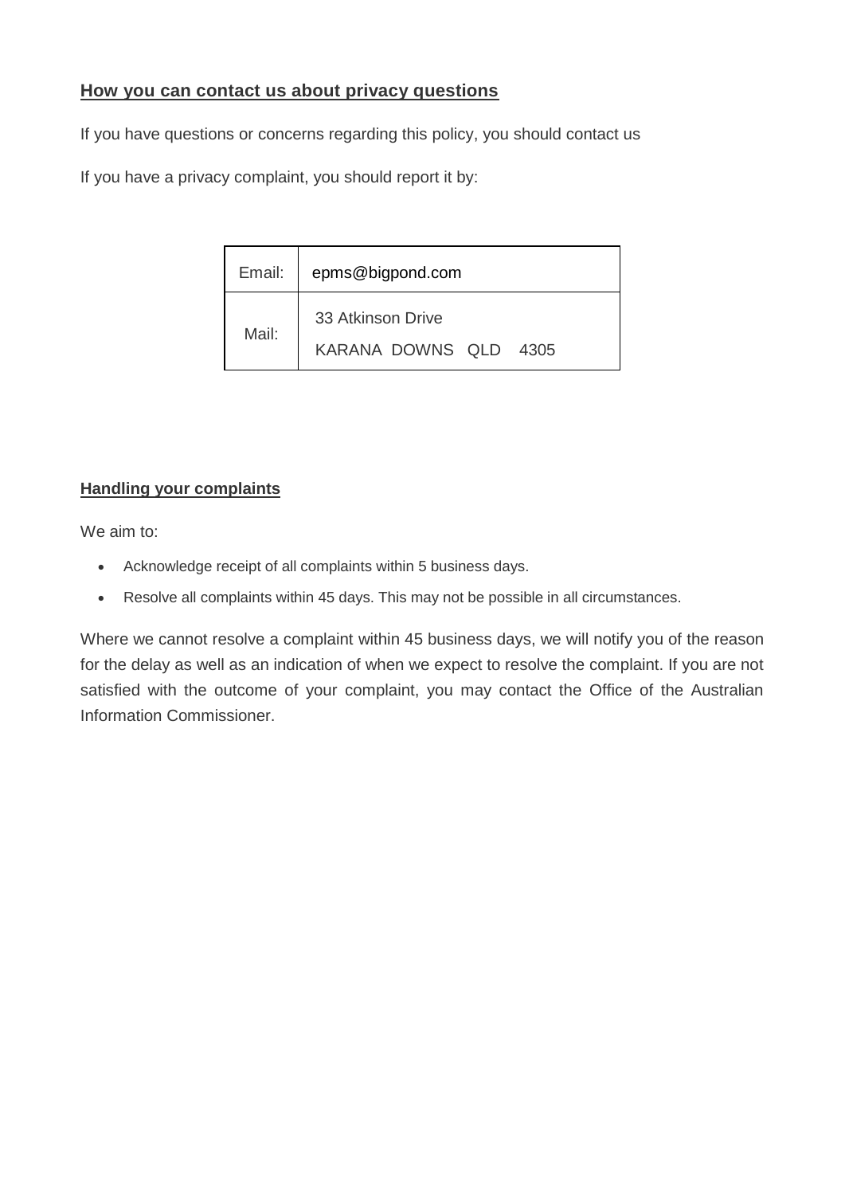## How you can contact us about privacy questions

If you have questions or concerns regarding this policy, you should contact us

If you have a privacy complaint, you should report it by:

| | |
|---|---|
| Email: | epms@bigpond.com |
| Mail: | 33 Atkinson Drive<br>KARANA DOWNS QLD 4305 |

## Handling your complaints

We aim to:

- Acknowledge receipt of all complaints within 5 business days.
- Resolve all complaints within 45 days. This may not be possible in all circumstances.

Where we cannot resolve a complaint within 45 business days, we will notify you of the reason for the delay as well as an indication of when we expect to resolve the complaint. If you are not satisfied with the outcome of your complaint, you may contact the Office of the Australian Information Commissioner.